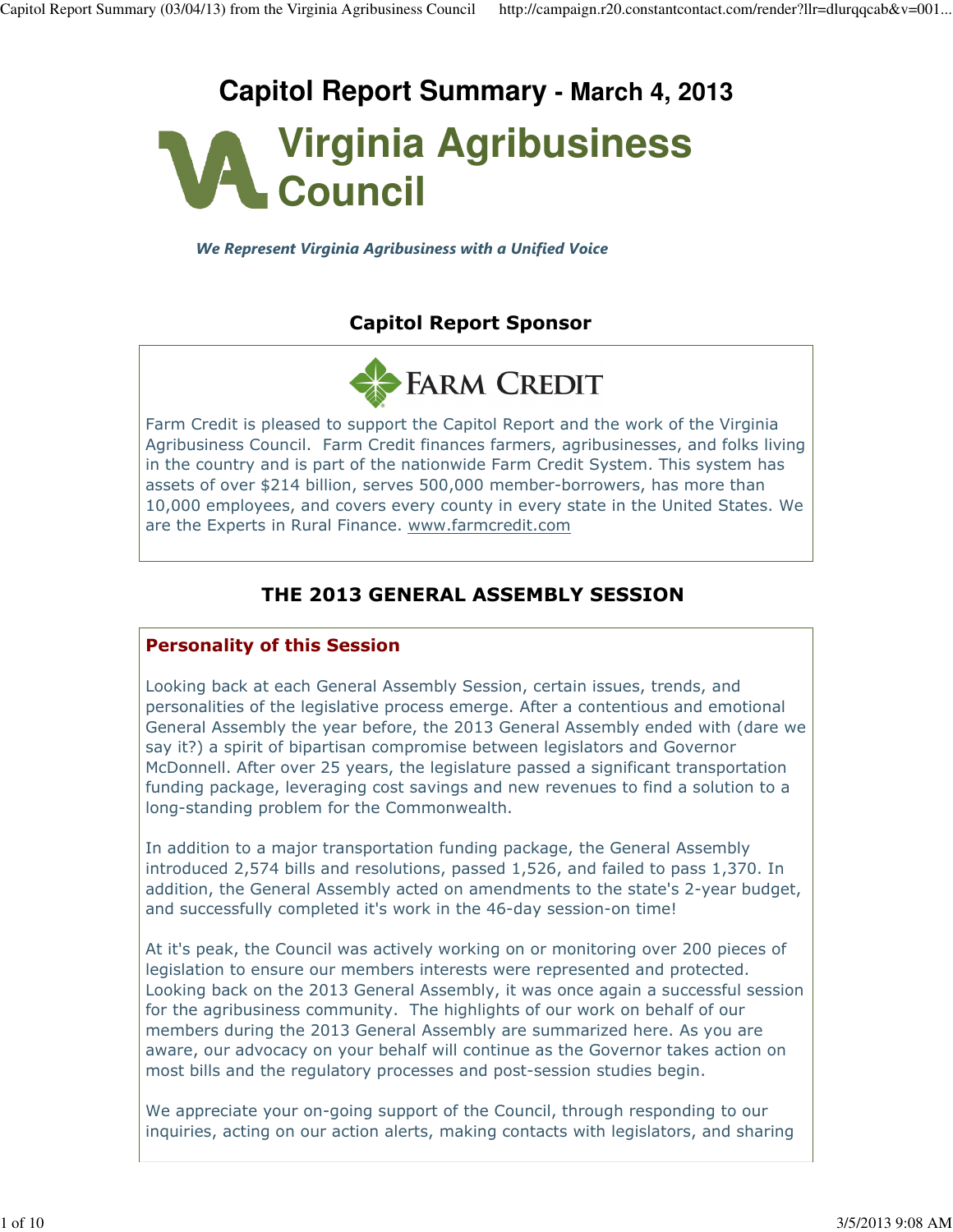# Capitol Report Summary - March 4, 2013

# Virginia Agribusiness Council

*We Represent Virginia Agribusiness with a Unified Voice*

## Capitol Report Sponsor

FARM CREDIT

Farm Credit is pleased to support the Capitol Report and the work of the Virginia Agribusiness Council. Farm Credit finances farmers, agribusinesses, and folks living in the country and is part of the nationwide Farm Credit System. This system has assets of over $214 billion, serves 500,000 member-borrowers, has more than 10,000 employees, and covers every county in every state in the United States. We are the Experts in Rural Finance. www.farmcredit.com

## THE 2013 GENERAL ASSEMBLY SESSION

### Personality of this Session

Looking back at each General Assembly Session, certain issues, trends, and personalities of the legislative process emerge. After a contentious and emotional General Assembly the year before, the 2013 General Assembly ended with (dare we say it?) a spirit of bipartisan compromise between legislators and Governor McDonnell. After over 25 years, the legislature passed a significant transportation funding package, leveraging cost savings and new revenues to find a solution to a long-standing problem for the Commonwealth.

In addition to a major transportation funding package, the General Assembly introduced 2,574 bills and resolutions, passed 1,526, and failed to pass 1,370. In addition, the General Assembly acted on amendments to the state's 2-year budget, and successfully completed it's work in the 46-day session-on time!

At it's peak, the Council was actively working on or monitoring over 200 pieces of legislation to ensure our members interests were represented and protected. Looking back on the 2013 General Assembly, it was once again a successful session for the agribusiness community. The highlights of our work on behalf of our members during the 2013 General Assembly are summarized here. As you are aware, our advocacy on your behalf will continue as the Governor takes action on most bills and the regulatory processes and post-session studies begin.

We appreciate your on-going support of the Council, through responding to our inquiries, acting on our action alerts, making contacts with legislators, and sharing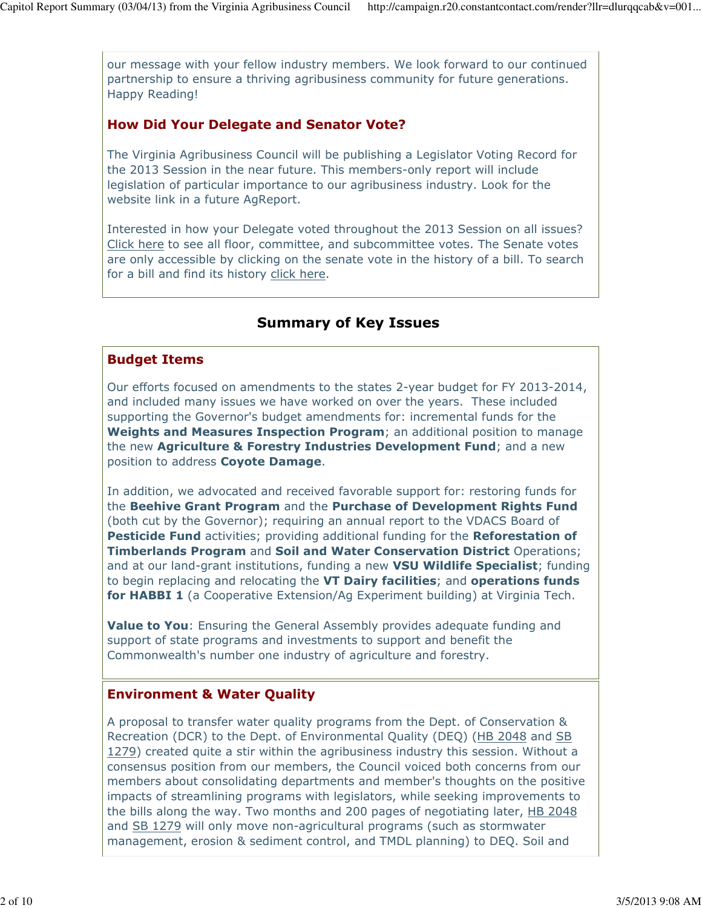our message with your fellow industry members. We look forward to our continued partnership to ensure a thriving agribusiness community for future generations. Happy Reading!

### How Did Your Delegate and Senator Vote?

The Virginia Agribusiness Council will be publishing a Legislator Voting Record for the 2013 Session in the near future. This members-only report will include legislation of particular importance to our agribusiness industry. Look for the website link in a future AgReport.

Interested in how your Delegate voted throughout the 2013 Session on all issues? Click here to see all floor, committee, and subcommittee votes. The Senate votes are only accessible by clicking on the senate vote in the history of a bill. To search for a bill and find its history click here.

## Summary of Key Issues

### Budget Items

Our efforts focused on amendments to the states 2-year budget for FY 2013-2014, and included many issues we have worked on over the years. These included supporting the Governor's budget amendments for: incremental funds for the **Weights and Measures Inspection Program**; an additional position to manage the new **Agriculture & Forestry Industries Development Fund**; and a new position to address **Coyote Damage**.

In addition, we advocated and received favorable support for: restoring funds for the **Beehive Grant Program** and the **Purchase of Development Rights Fund** (both cut by the Governor); requiring an annual report to the VDACS Board of **Pesticide Fund** activities; providing additional funding for the **Reforestation of Timberlands Program** and **Soil and Water Conservation District** Operations; and at our land-grant institutions, funding a new **VSU Wildlife Specialist**; funding to begin replacing and relocating the **VT Dairy facilities**; and **operations funds for HABBI 1** (a Cooperative Extension/Ag Experiment building) at Virginia Tech.

**Value to You**: Ensuring the General Assembly provides adequate funding and support of state programs and investments to support and benefit the Commonwealth's number one industry of agriculture and forestry.

### Environment & Water Quality

A proposal to transfer water quality programs from the Dept. of Conservation & Recreation (DCR) to the Dept. of Environmental Quality (DEQ) (HB 2048 and SB 1279) created quite a stir within the agribusiness industry this session. Without a consensus position from our members, the Council voiced both concerns from our members about consolidating departments and member's thoughts on the positive impacts of streamlining programs with legislators, while seeking improvements to the bills along the way. Two months and 200 pages of negotiating later, HB 2048 and SB 1279 will only move non-agricultural programs (such as stormwater management, erosion & sediment control, and TMDL planning) to DEQ. Soil and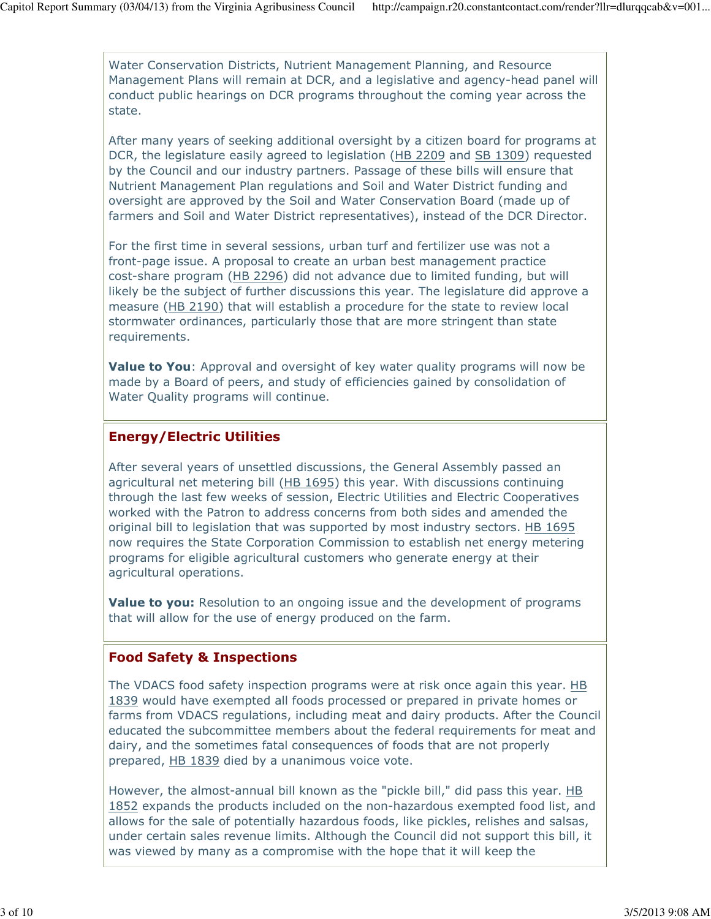Water Conservation Districts, Nutrient Management Planning, and Resource Management Plans will remain at DCR, and a legislative and agency-head panel will conduct public hearings on DCR programs throughout the coming year across the state.

After many years of seeking additional oversight by a citizen board for programs at DCR, the legislature easily agreed to legislation (HB 2209 and SB 1309) requested by the Council and our industry partners. Passage of these bills will ensure that Nutrient Management Plan regulations and Soil and Water District funding and oversight are approved by the Soil and Water Conservation Board (made up of farmers and Soil and Water District representatives), instead of the DCR Director.

For the first time in several sessions, urban turf and fertilizer use was not a front-page issue. A proposal to create an urban best management practice cost-share program (HB 2296) did not advance due to limited funding, but will likely be the subject of further discussions this year. The legislature did approve a measure (HB 2190) that will establish a procedure for the state to review local stormwater ordinances, particularly those that are more stringent than state requirements.

**Value to You**: Approval and oversight of key water quality programs will now be made by a Board of peers, and study of efficiencies gained by consolidation of Water Quality programs will continue.

## Energy/Electric Utilities

After several years of unsettled discussions, the General Assembly passed an agricultural net metering bill (HB 1695) this year. With discussions continuing through the last few weeks of session, Electric Utilities and Electric Cooperatives worked with the Patron to address concerns from both sides and amended the original bill to legislation that was supported by most industry sectors. HB 1695 now requires the State Corporation Commission to establish net energy metering programs for eligible agricultural customers who generate energy at their agricultural operations.

**Value to you:** Resolution to an ongoing issue and the development of programs that will allow for the use of energy produced on the farm.

## Food Safety & Inspections

The VDACS food safety inspection programs were at risk once again this year. HB 1839 would have exempted all foods processed or prepared in private homes or farms from VDACS regulations, including meat and dairy products. After the Council educated the subcommittee members about the federal requirements for meat and dairy, and the sometimes fatal consequences of foods that are not properly prepared, HB 1839 died by a unanimous voice vote.

However, the almost-annual bill known as the "pickle bill," did pass this year. HB 1852 expands the products included on the non-hazardous exempted food list, and allows for the sale of potentially hazardous foods, like pickles, relishes and salsas, under certain sales revenue limits. Although the Council did not support this bill, it was viewed by many as a compromise with the hope that it will keep the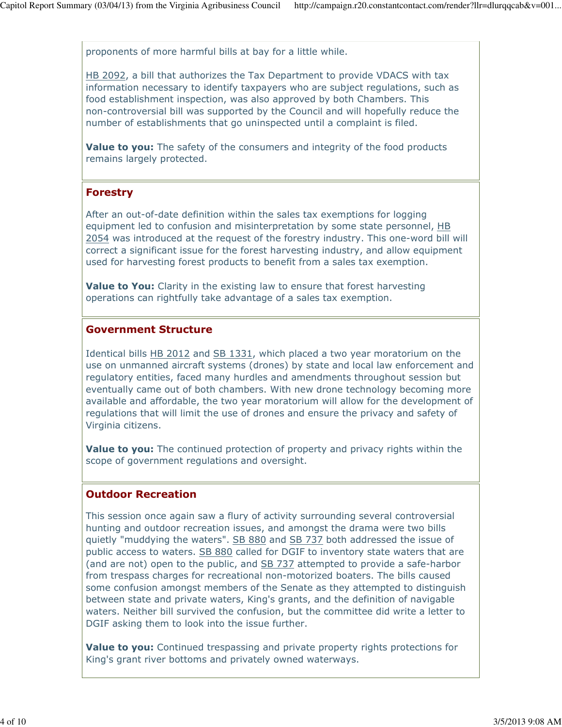proponents of more harmful bills at bay for a little while.

HB 2092, a bill that authorizes the Tax Department to provide VDACS with tax information necessary to identify taxpayers who are subject regulations, such as food establishment inspection, was also approved by both Chambers. This non-controversial bill was supported by the Council and will hopefully reduce the number of establishments that go uninspected until a complaint is filed.

**Value to you:** The safety of the consumers and integrity of the food products remains largely protected.

## Forestry

After an out-of-date definition within the sales tax exemptions for logging equipment led to confusion and misinterpretation by some state personnel, HB 2054 was introduced at the request of the forestry industry. This one-word bill will correct a significant issue for the forest harvesting industry, and allow equipment used for harvesting forest products to benefit from a sales tax exemption.

**Value to You:** Clarity in the existing law to ensure that forest harvesting operations can rightfully take advantage of a sales tax exemption.

## Government Structure

Identical bills HB 2012 and SB 1331, which placed a two year moratorium on the use on unmanned aircraft systems (drones) by state and local law enforcement and regulatory entities, faced many hurdles and amendments throughout session but eventually came out of both chambers. With new drone technology becoming more available and affordable, the two year moratorium will allow for the development of regulations that will limit the use of drones and ensure the privacy and safety of Virginia citizens.

**Value to you:** The continued protection of property and privacy rights within the scope of government regulations and oversight.

## Outdoor Recreation

This session once again saw a flury of activity surrounding several controversial hunting and outdoor recreation issues, and amongst the drama were two bills quietly "muddying the waters". SB 880 and SB 737 both addressed the issue of public access to waters. SB 880 called for DGIF to inventory state waters that are (and are not) open to the public, and SB 737 attempted to provide a safe-harbor from trespass charges for recreational non-motorized boaters. The bills caused some confusion amongst members of the Senate as they attempted to distinguish between state and private waters, King's grants, and the definition of navigable waters. Neither bill survived the confusion, but the committee did write a letter to DGIF asking them to look into the issue further.

**Value to you:** Continued trespassing and private property rights protections for King's grant river bottoms and privately owned waterways.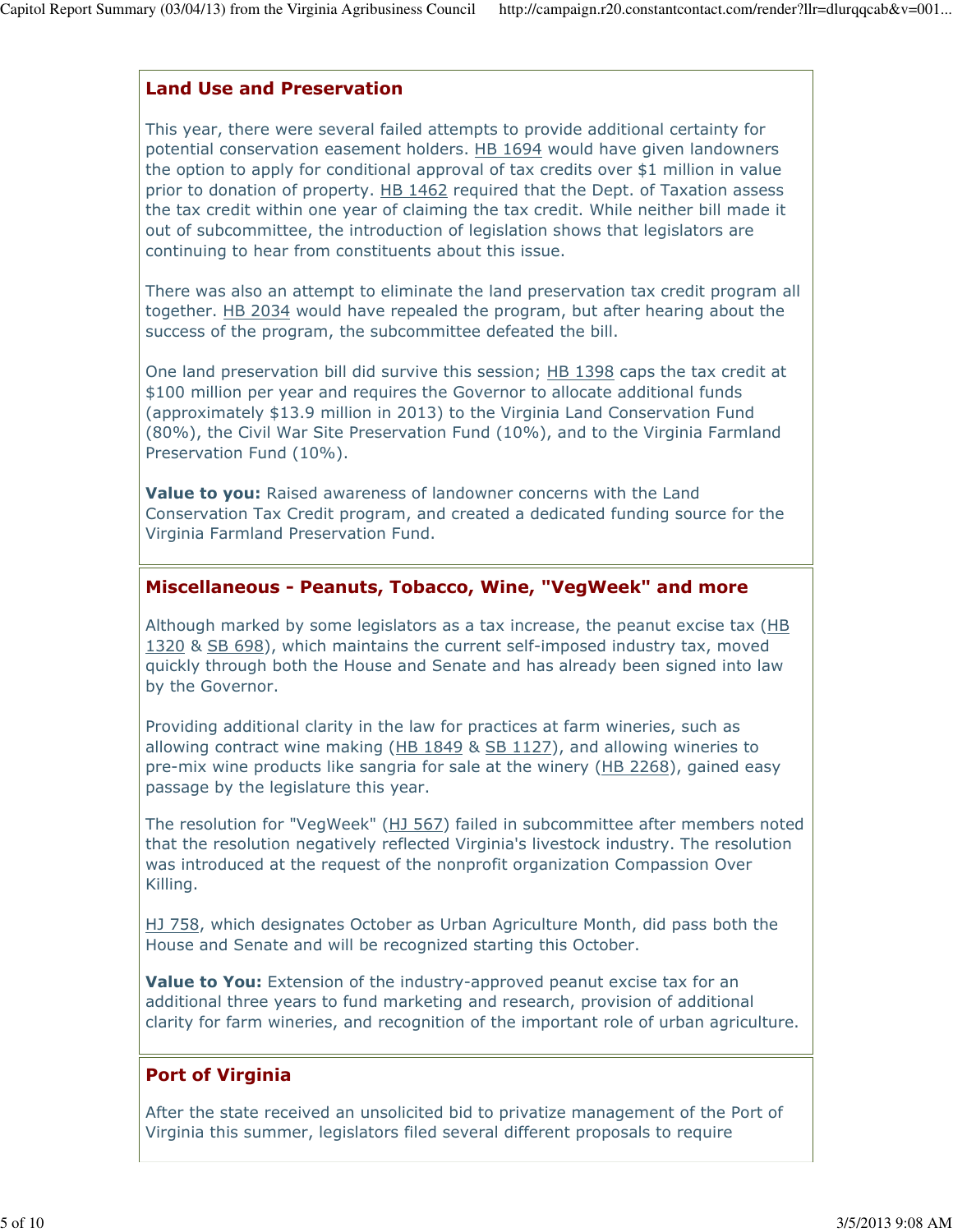## Land Use and Preservation

This year, there were several failed attempts to provide additional certainty for potential conservation easement holders. HB 1694 would have given landowners the option to apply for conditional approval of tax credits over $1 million in value prior to donation of property. HB 1462 required that the Dept. of Taxation assess the tax credit within one year of claiming the tax credit. While neither bill made it out of subcommittee, the introduction of legislation shows that legislators are continuing to hear from constituents about this issue.

There was also an attempt to eliminate the land preservation tax credit program all together. HB 2034 would have repealed the program, but after hearing about the success of the program, the subcommittee defeated the bill.

One land preservation bill did survive this session; HB 1398 caps the tax credit at $100 million per year and requires the Governor to allocate additional funds (approximately $13.9 million in 2013) to the Virginia Land Conservation Fund (80%), the Civil War Site Preservation Fund (10%), and to the Virginia Farmland Preservation Fund (10%).

**Value to you:** Raised awareness of landowner concerns with the Land Conservation Tax Credit program, and created a dedicated funding source for the Virginia Farmland Preservation Fund.

## Miscellaneous - Peanuts, Tobacco, Wine, "VegWeek" and more

Although marked by some legislators as a tax increase, the peanut excise tax (HB 1320 & SB 698), which maintains the current self-imposed industry tax, moved quickly through both the House and Senate and has already been signed into law by the Governor.

Providing additional clarity in the law for practices at farm wineries, such as allowing contract wine making (HB 1849 & SB 1127), and allowing wineries to pre-mix wine products like sangria for sale at the winery (HB 2268), gained easy passage by the legislature this year.

The resolution for "VegWeek" (HJ 567) failed in subcommittee after members noted that the resolution negatively reflected Virginia's livestock industry. The resolution was introduced at the request of the nonprofit organization Compassion Over Killing.

HJ 758, which designates October as Urban Agriculture Month, did pass both the House and Senate and will be recognized starting this October.

**Value to You:** Extension of the industry-approved peanut excise tax for an additional three years to fund marketing and research, provision of additional clarity for farm wineries, and recognition of the important role of urban agriculture.

## Port of Virginia

After the state received an unsolicited bid to privatize management of the Port of Virginia this summer, legislators filed several different proposals to require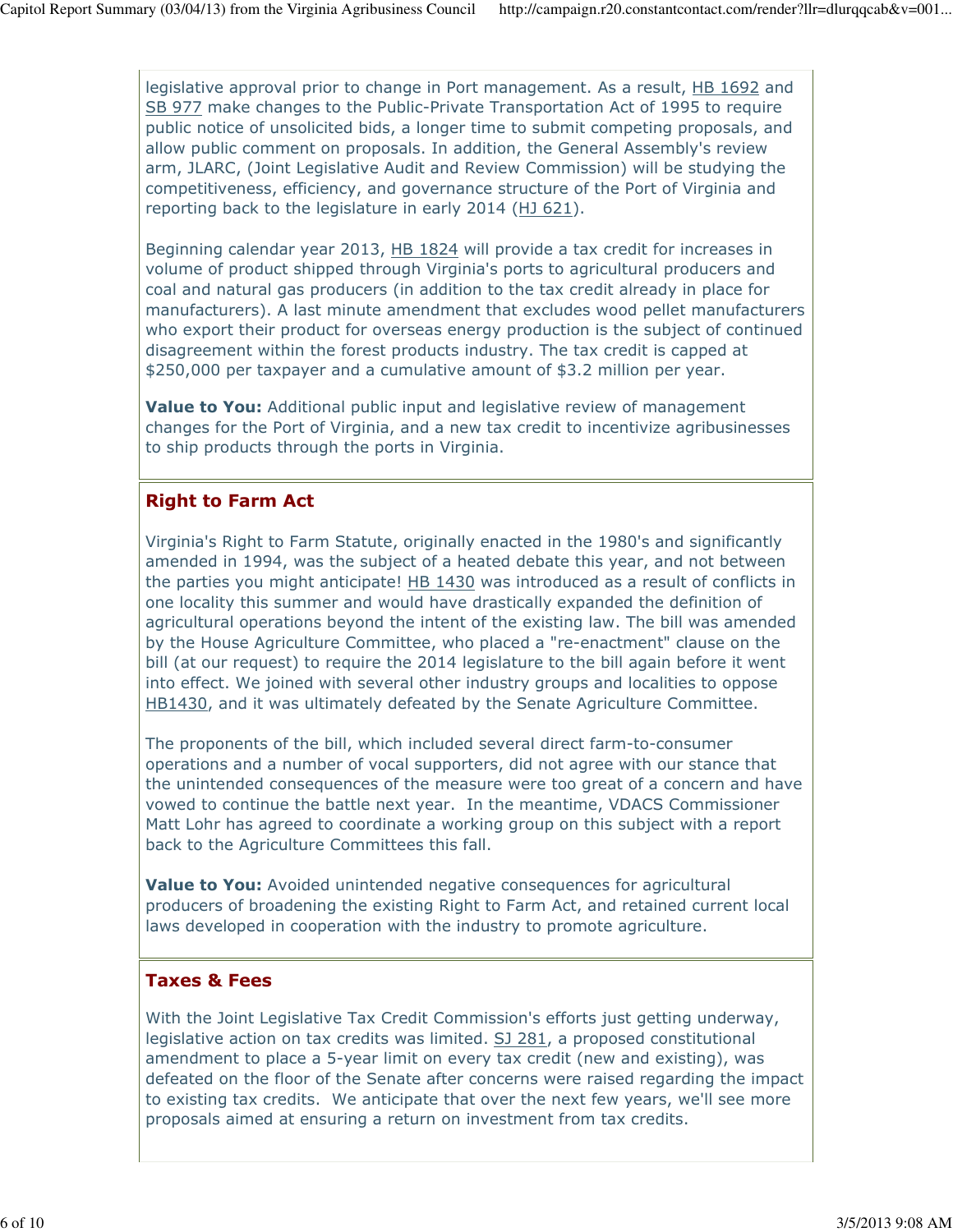legislative approval prior to change in Port management. As a result, HB 1692 and SB 977 make changes to the Public-Private Transportation Act of 1995 to require public notice of unsolicited bids, a longer time to submit competing proposals, and allow public comment on proposals. In addition, the General Assembly's review arm, JLARC, (Joint Legislative Audit and Review Commission) will be studying the competitiveness, efficiency, and governance structure of the Port of Virginia and reporting back to the legislature in early 2014 (HJ 621).

Beginning calendar year 2013, HB 1824 will provide a tax credit for increases in volume of product shipped through Virginia's ports to agricultural producers and coal and natural gas producers (in addition to the tax credit already in place for manufacturers). A last minute amendment that excludes wood pellet manufacturers who export their product for overseas energy production is the subject of continued disagreement within the forest products industry. The tax credit is capped at $250,000 per taxpayer and a cumulative amount of $3.2 million per year.

**Value to You:** Additional public input and legislative review of management changes for the Port of Virginia, and a new tax credit to incentivize agribusinesses to ship products through the ports in Virginia.

## Right to Farm Act

Virginia's Right to Farm Statute, originally enacted in the 1980's and significantly amended in 1994, was the subject of a heated debate this year, and not between the parties you might anticipate! HB 1430 was introduced as a result of conflicts in one locality this summer and would have drastically expanded the definition of agricultural operations beyond the intent of the existing law. The bill was amended by the House Agriculture Committee, who placed a "re-enactment" clause on the bill (at our request) to require the 2014 legislature to the bill again before it went into effect. We joined with several other industry groups and localities to oppose HB1430, and it was ultimately defeated by the Senate Agriculture Committee.

The proponents of the bill, which included several direct farm-to-consumer operations and a number of vocal supporters, did not agree with our stance that the unintended consequences of the measure were too great of a concern and have vowed to continue the battle next year. In the meantime, VDACS Commissioner Matt Lohr has agreed to coordinate a working group on this subject with a report back to the Agriculture Committees this fall.

**Value to You:** Avoided unintended negative consequences for agricultural producers of broadening the existing Right to Farm Act, and retained current local laws developed in cooperation with the industry to promote agriculture.

## Taxes & Fees

With the Joint Legislative Tax Credit Commission's efforts just getting underway, legislative action on tax credits was limited. SJ 281, a proposed constitutional amendment to place a 5-year limit on every tax credit (new and existing), was defeated on the floor of the Senate after concerns were raised regarding the impact to existing tax credits. We anticipate that over the next few years, we'll see more proposals aimed at ensuring a return on investment from tax credits.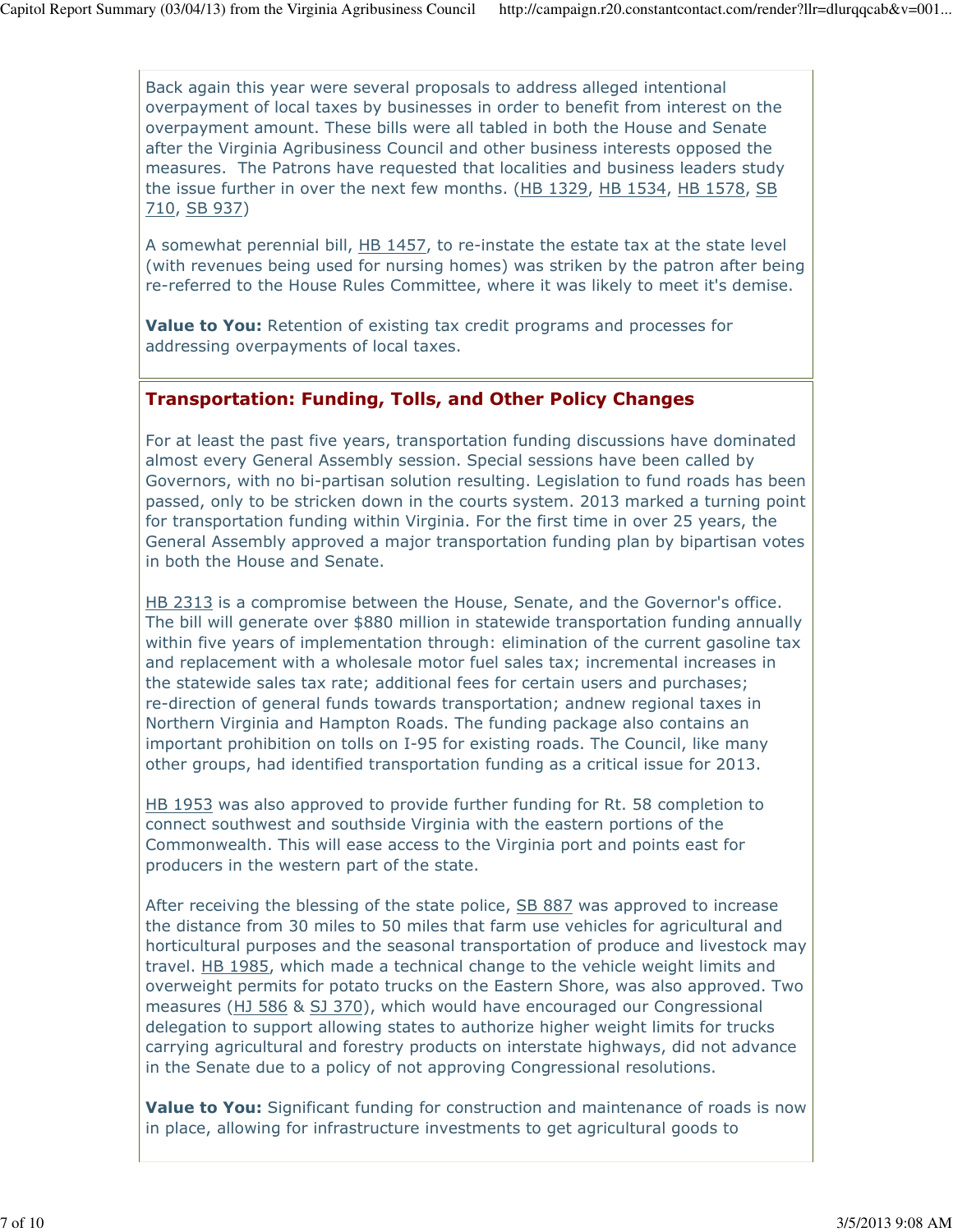Back again this year were several proposals to address alleged intentional overpayment of local taxes by businesses in order to benefit from interest on the overpayment amount. These bills were all tabled in both the House and Senate after the Virginia Agribusiness Council and other business interests opposed the measures. The Patrons have requested that localities and business leaders study the issue further in over the next few months. (HB 1329, HB 1534, HB 1578, SB 710, SB 937)

A somewhat perennial bill, HB 1457, to re-instate the estate tax at the state level (with revenues being used for nursing homes) was striken by the patron after being re-referred to the House Rules Committee, where it was likely to meet it's demise.

**Value to You:** Retention of existing tax credit programs and processes for addressing overpayments of local taxes.

## Transportation: Funding, Tolls, and Other Policy Changes

For at least the past five years, transportation funding discussions have dominated almost every General Assembly session. Special sessions have been called by Governors, with no bi-partisan solution resulting. Legislation to fund roads has been passed, only to be stricken down in the courts system. 2013 marked a turning point for transportation funding within Virginia. For the first time in over 25 years, the General Assembly approved a major transportation funding plan by bipartisan votes in both the House and Senate.

HB 2313 is a compromise between the House, Senate, and the Governor's office. The bill will generate over $880 million in statewide transportation funding annually within five years of implementation through: elimination of the current gasoline tax and replacement with a wholesale motor fuel sales tax; incremental increases in the statewide sales tax rate; additional fees for certain users and purchases; re-direction of general funds towards transportation; andnew regional taxes in Northern Virginia and Hampton Roads. The funding package also contains an important prohibition on tolls on I-95 for existing roads. The Council, like many other groups, had identified transportation funding as a critical issue for 2013.

HB 1953 was also approved to provide further funding for Rt. 58 completion to connect southwest and southside Virginia with the eastern portions of the Commonwealth. This will ease access to the Virginia port and points east for producers in the western part of the state.

After receiving the blessing of the state police, SB 887 was approved to increase the distance from 30 miles to 50 miles that farm use vehicles for agricultural and horticultural purposes and the seasonal transportation of produce and livestock may travel. HB 1985, which made a technical change to the vehicle weight limits and overweight permits for potato trucks on the Eastern Shore, was also approved. Two measures (HJ 586 & SJ 370), which would have encouraged our Congressional delegation to support allowing states to authorize higher weight limits for trucks carrying agricultural and forestry products on interstate highways, did not advance in the Senate due to a policy of not approving Congressional resolutions.

**Value to You:** Significant funding for construction and maintenance of roads is now in place, allowing for infrastructure investments to get agricultural goods to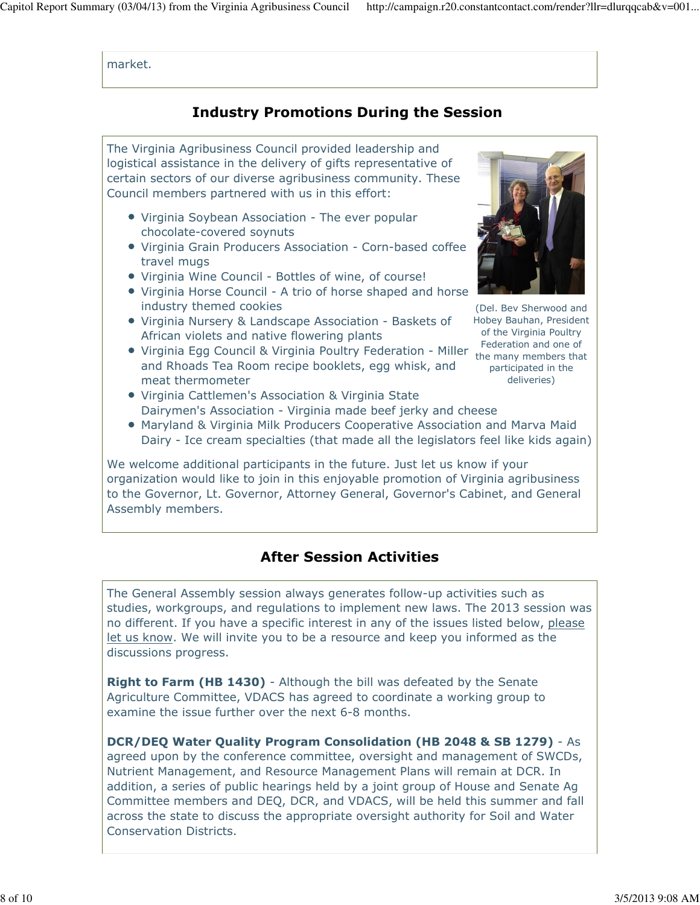market.

## Industry Promotions During the Session

The Virginia Agribusiness Council provided leadership and logistical assistance in the delivery of gifts representative of certain sectors of our diverse agribusiness community. These Council members partnered with us in this effort:

- Virginia Soybean Association - The ever popular chocolate-covered soynuts
- Virginia Grain Producers Association - Corn-based coffee travel mugs
- Virginia Wine Council - Bottles of wine, of course!
- Virginia Horse Council - A trio of horse shaped and horse industry themed cookies
- Virginia Nursery & Landscape Association - Baskets of African violets and native flowering plants
- Virginia Egg Council & Virginia Poultry Federation - Miller and Rhoads Tea Room recipe booklets, egg whisk, and meat thermometer
- Virginia Cattlemen's Association & Virginia State Dairymen's Association - Virginia made beef jerky and cheese
- Maryland & Virginia Milk Producers Cooperative Association and Marva Maid Dairy - Ice cream specialties (that made all the legislators feel like kids again)

(Del. Bev Sherwood and Hobey Bauhan, President of the Virginia Poultry Federation and one of the many members that participated in the deliveries)

We welcome additional participants in the future. Just let us know if your organization would like to join in this enjoyable promotion of Virginia agribusiness to the Governor, Lt. Governor, Attorney General, Governor's Cabinet, and General Assembly members.

## After Session Activities

The General Assembly session always generates follow-up activities such as studies, workgroups, and regulations to implement new laws. The 2013 session was no different. If you have a specific interest in any of the issues listed below, please let us know. We will invite you to be a resource and keep you informed as the discussions progress.

**Right to Farm (HB 1430)** - Although the bill was defeated by the Senate Agriculture Committee, VDACS has agreed to coordinate a working group to examine the issue further over the next 6-8 months.

**DCR/DEQ Water Quality Program Consolidation (HB 2048 & SB 1279)** - As agreed upon by the conference committee, oversight and management of SWCDs, Nutrient Management, and Resource Management Plans will remain at DCR. In addition, a series of public hearings held by a joint group of House and Senate Ag Committee members and DEQ, DCR, and VDACS, will be held this summer and fall across the state to discuss the appropriate oversight authority for Soil and Water Conservation Districts.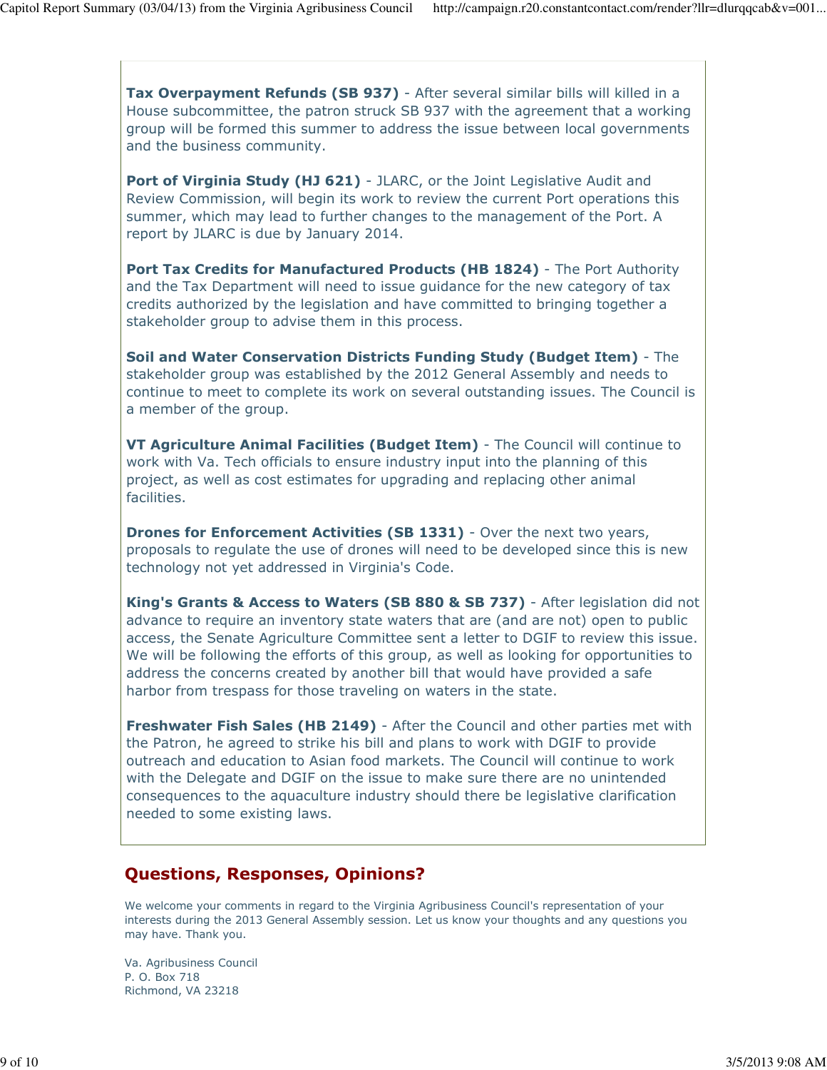**Tax Overpayment Refunds (SB 937)** - After several similar bills will killed in a House subcommittee, the patron struck SB 937 with the agreement that a working group will be formed this summer to address the issue between local governments and the business community.

**Port of Virginia Study (HJ 621)** - JLARC, or the Joint Legislative Audit and Review Commission, will begin its work to review the current Port operations this summer, which may lead to further changes to the management of the Port. A report by JLARC is due by January 2014.

**Port Tax Credits for Manufactured Products (HB 1824)** - The Port Authority and the Tax Department will need to issue guidance for the new category of tax credits authorized by the legislation and have committed to bringing together a stakeholder group to advise them in this process.

**Soil and Water Conservation Districts Funding Study (Budget Item)** - The stakeholder group was established by the 2012 General Assembly and needs to continue to meet to complete its work on several outstanding issues. The Council is a member of the group.

**VT Agriculture Animal Facilities (Budget Item)** - The Council will continue to work with Va. Tech officials to ensure industry input into the planning of this project, as well as cost estimates for upgrading and replacing other animal facilities.

**Drones for Enforcement Activities (SB 1331)** - Over the next two years, proposals to regulate the use of drones will need to be developed since this is new technology not yet addressed in Virginia's Code.

**King's Grants & Access to Waters (SB 880 & SB 737)** - After legislation did not advance to require an inventory state waters that are (and are not) open to public access, the Senate Agriculture Committee sent a letter to DGIF to review this issue. We will be following the efforts of this group, as well as looking for opportunities to address the concerns created by another bill that would have provided a safe harbor from trespass for those traveling on waters in the state.

**Freshwater Fish Sales (HB 2149)** - After the Council and other parties met with the Patron, he agreed to strike his bill and plans to work with DGIF to provide outreach and education to Asian food markets. The Council will continue to work with the Delegate and DGIF on the issue to make sure there are no unintended consequences to the aquaculture industry should there be legislative clarification needed to some existing laws.

## Questions, Responses, Opinions?

We welcome your comments in regard to the Virginia Agribusiness Council's representation of your interests during the 2013 General Assembly session. Let us know your thoughts and any questions you may have. Thank you.

Va. Agribusiness Council
P. O. Box 718
Richmond, VA 23218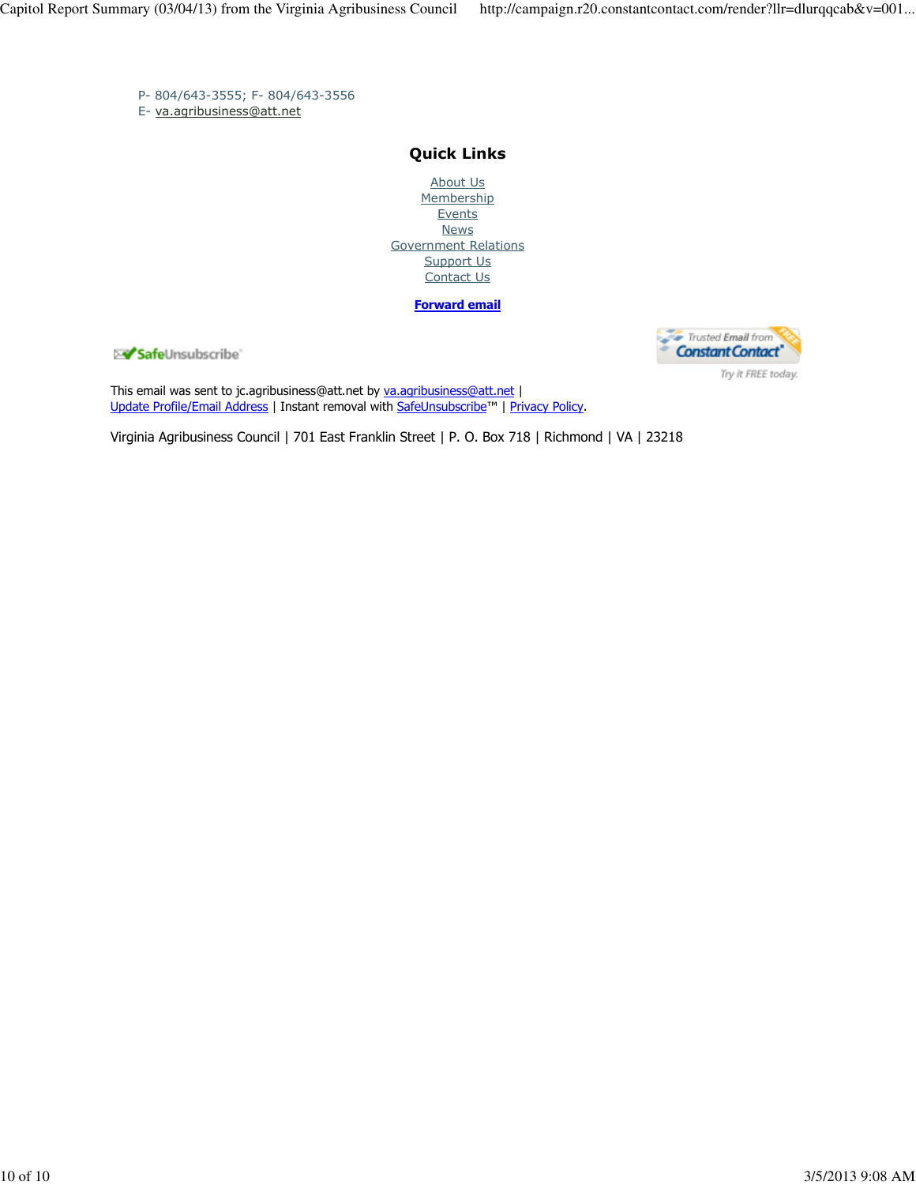P- 804/643-3555; F- 804/643-3556
E- va.agribusiness@att.net

## Quick Links

About Us
Membership
Events
News
Government Relations
Support Us
Contact Us

**Forward email**

SafeUnsubscribe

Trusted Email from Constant Contact
Try it FREE today.

This email was sent to jc.agribusiness@att.net by va.agribusiness@att.net |
Update Profile/Email Address | Instant removal with SafeUnsubscribe™ | Privacy Policy.

Virginia Agribusiness Council | 701 East Franklin Street | P. O. Box 718 | Richmond | VA | 23218